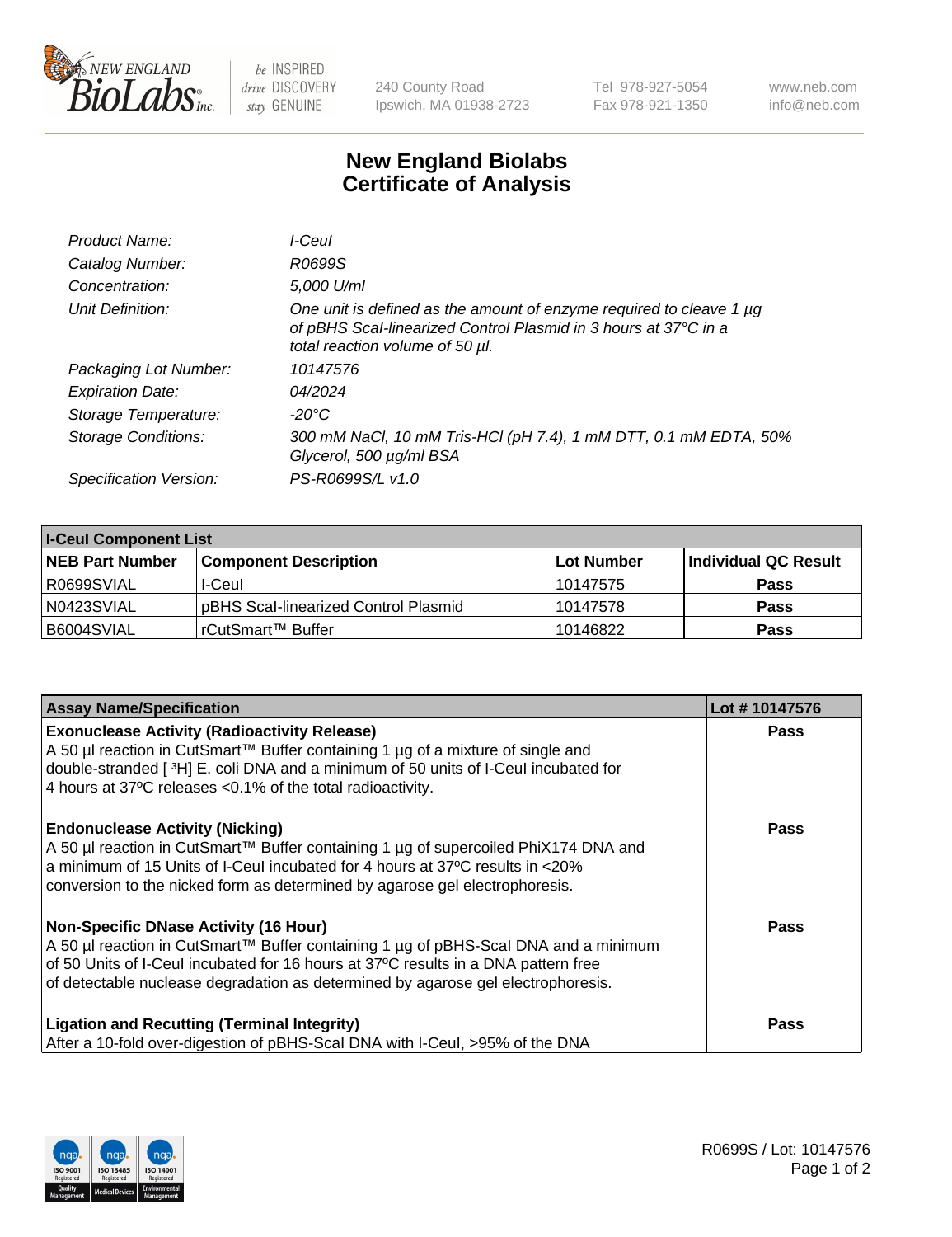New England BioLabs Inc. — be INSPIRED drive DISCOVERY stay GENUINE

240 County Road
Ipswich, MA 01938-2723

Tel 978-927-5054
Fax 978-921-1350

www.neb.com
info@neb.com

# New England Biolabs Certificate of Analysis

| | |
|---|---|
| *Product Name:* | *I-CeuI* |
| *Catalog Number:* | *R0699S* |
| *Concentration:* | *5,000 U/ml* |
| *Unit Definition:* | *One unit is defined as the amount of enzyme required to cleave 1 µg of pBHS ScaI-linearized Control Plasmid in 3 hours at 37°C in a total reaction volume of 50 µl.* |
| *Packaging Lot Number:* | *10147576* |
| *Expiration Date:* | *04/2024* |
| *Storage Temperature:* | *-20°C* |
| *Storage Conditions:* | *300 mM NaCl, 10 mM Tris-HCl (pH 7.4), 1 mM DTT, 0.1 mM EDTA, 50% Glycerol, 500 µg/ml BSA* |
| *Specification Version:* | *PS-R0699S/L v1.0* |

| **I-CeuI Component List** | | | |
|---|---|---|---|
| **NEB Part Number** | **Component Description** | **Lot Number** | **Individual QC Result** |
| R0699SVIAL | I-CeuI | 10147575 | **Pass** |
| N0423SVIAL | pBHS ScaI-linearized Control Plasmid | 10147578 | **Pass** |
| B6004SVIAL | rCutSmart™ Buffer | 10146822 | **Pass** |

| **Assay Name/Specification** | **Lot # 10147576** |
|---|---|
| **Exonuclease Activity (Radioactivity Release)**<br>A 50 µl reaction in CutSmart™ Buffer containing 1 µg of a mixture of single and double-stranded [ $^3$H] E. coli DNA and a minimum of 50 units of I-CeuI incubated for 4 hours at 37ºC releases <0.1% of the total radioactivity. | **Pass** |
| **Endonuclease Activity (Nicking)**<br>A 50 µl reaction in CutSmart™ Buffer containing 1 µg of supercoiled PhiX174 DNA and a minimum of 15 Units of I-CeuI incubated for 4 hours at 37ºC results in <20% conversion to the nicked form as determined by agarose gel electrophoresis. | **Pass** |
| **Non-Specific DNase Activity (16 Hour)**<br>A 50 µl reaction in CutSmart™ Buffer containing 1 µg of pBHS-ScaI DNA and a minimum of 50 Units of I-CeuI incubated for 16 hours at 37ºC results in a DNA pattern free of detectable nuclease degradation as determined by agarose gel electrophoresis. | **Pass** |
| **Ligation and Recutting (Terminal Integrity)**<br>After a 10-fold over-digestion of pBHS-ScaI DNA with I-CeuI, >95% of the DNA | **Pass** |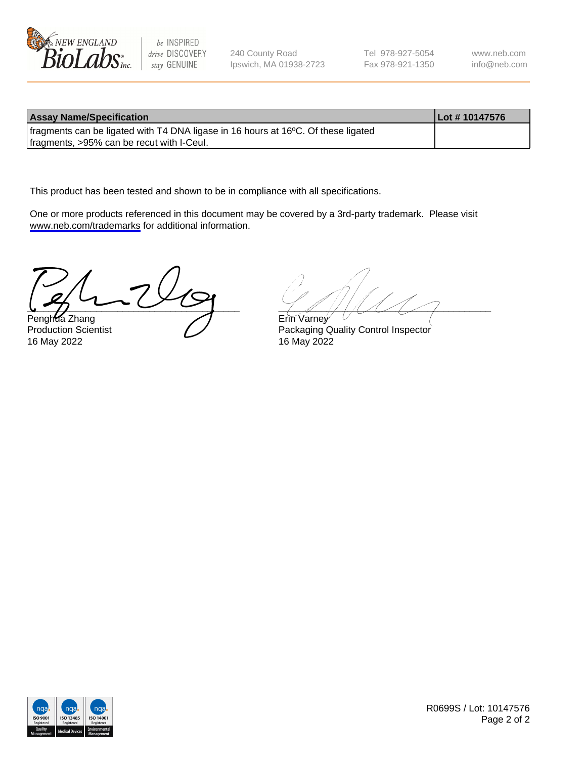New England BioLabs Inc. — be INSPIRED drive DISCOVERY stay GENUINE

240 County Road
Ipswich, MA 01938-2723

Tel 978-927-5054
Fax 978-921-1350

www.neb.com
info@neb.com

| Assay Name/Specification | Lot # 10147576 |
| --- | --- |
| fragments can be ligated with T4 DNA ligase in 16 hours at 16ºC. Of these ligated fragments, >95% can be recut with I-CeuI. | |

This product has been tested and shown to be in compliance with all specifications.

One or more products referenced in this document may be covered by a 3rd-party trademark. Please visit www.neb.com/trademarks for additional information.

Penghua Zhang
Production Scientist
16 May 2022

Erin Varney
Packaging Quality Control Inspector
16 May 2022

R0699S / Lot: 10147576